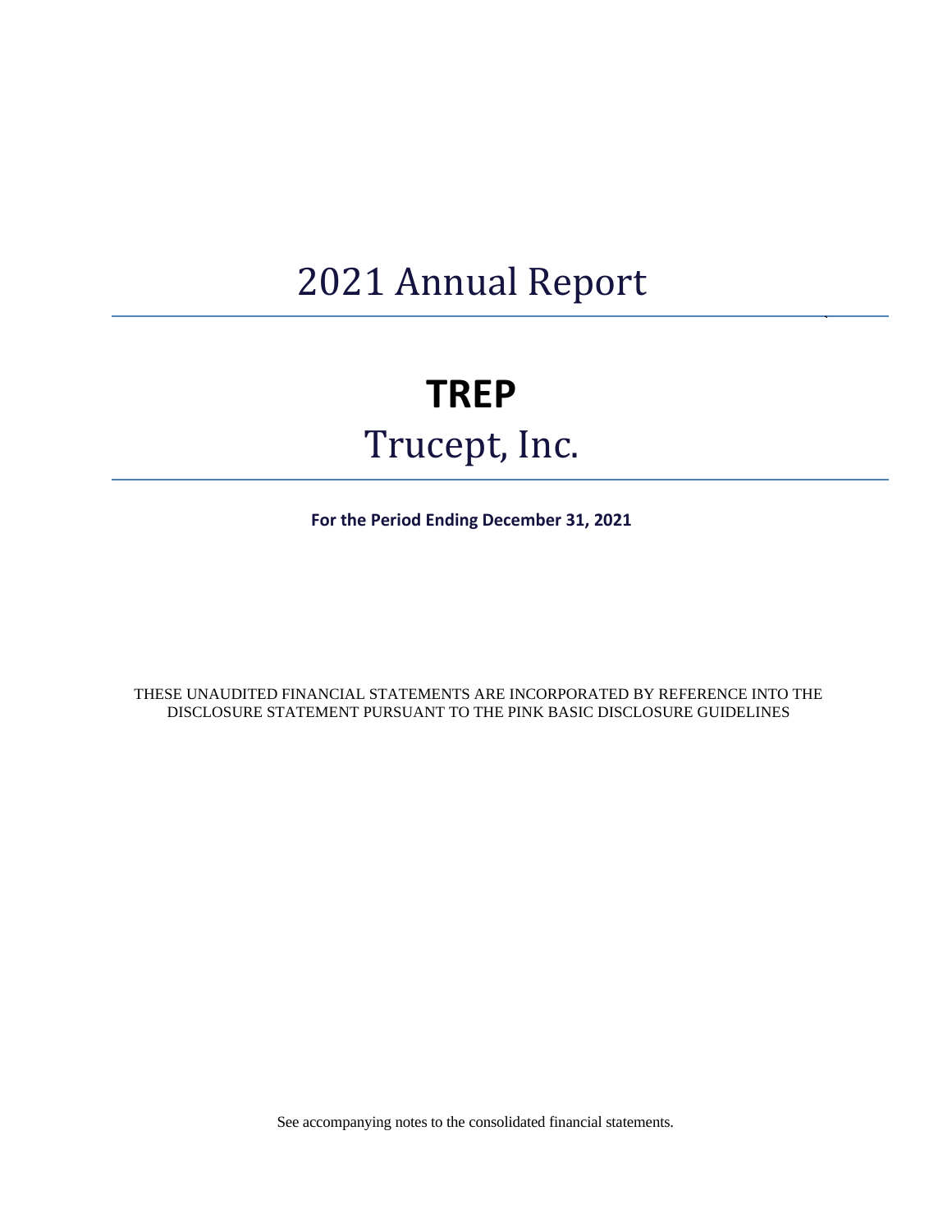# 2021 Annual Report

# TREP

## Trucept, Inc.

**For the Period Ending December 31, 2021**

THESE UNAUDITED FINANCIAL STATEMENTS ARE INCORPORATED BY REFERENCE INTO THE DISCLOSURE STATEMENT PURSUANT TO THE PINK BASIC DISCLOSURE GUIDELINES

See accompanying notes to the consolidated financial statements.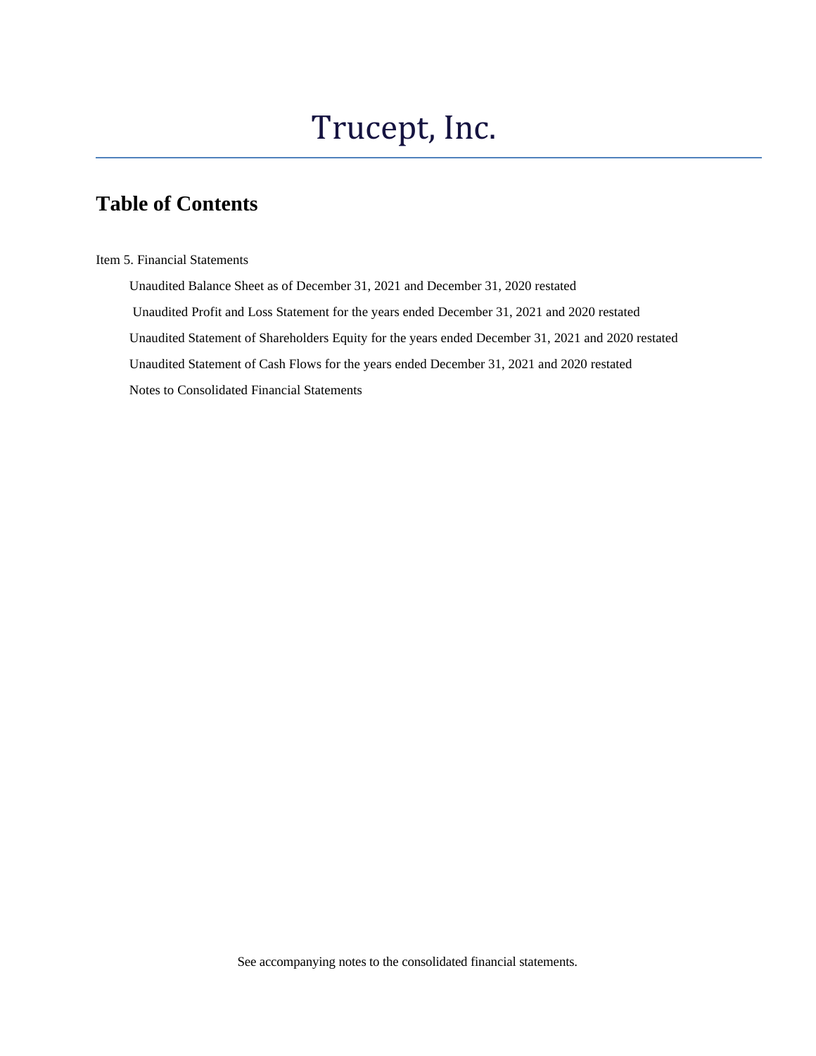# Trucept, Inc.

## Table of Contents

Item 5. Financial Statements

- Unaudited Balance Sheet as of December 31, 2021 and December 31, 2020 restated
- Unaudited Profit and Loss Statement for the years ended December 31, 2021 and 2020 restated
- Unaudited Statement of Shareholders Equity for the years ended December 31, 2021 and 2020 restated
- Unaudited Statement of Cash Flows for the years ended December 31, 2021 and 2020 restated
- Notes to Consolidated Financial Statements

See accompanying notes to the consolidated financial statements.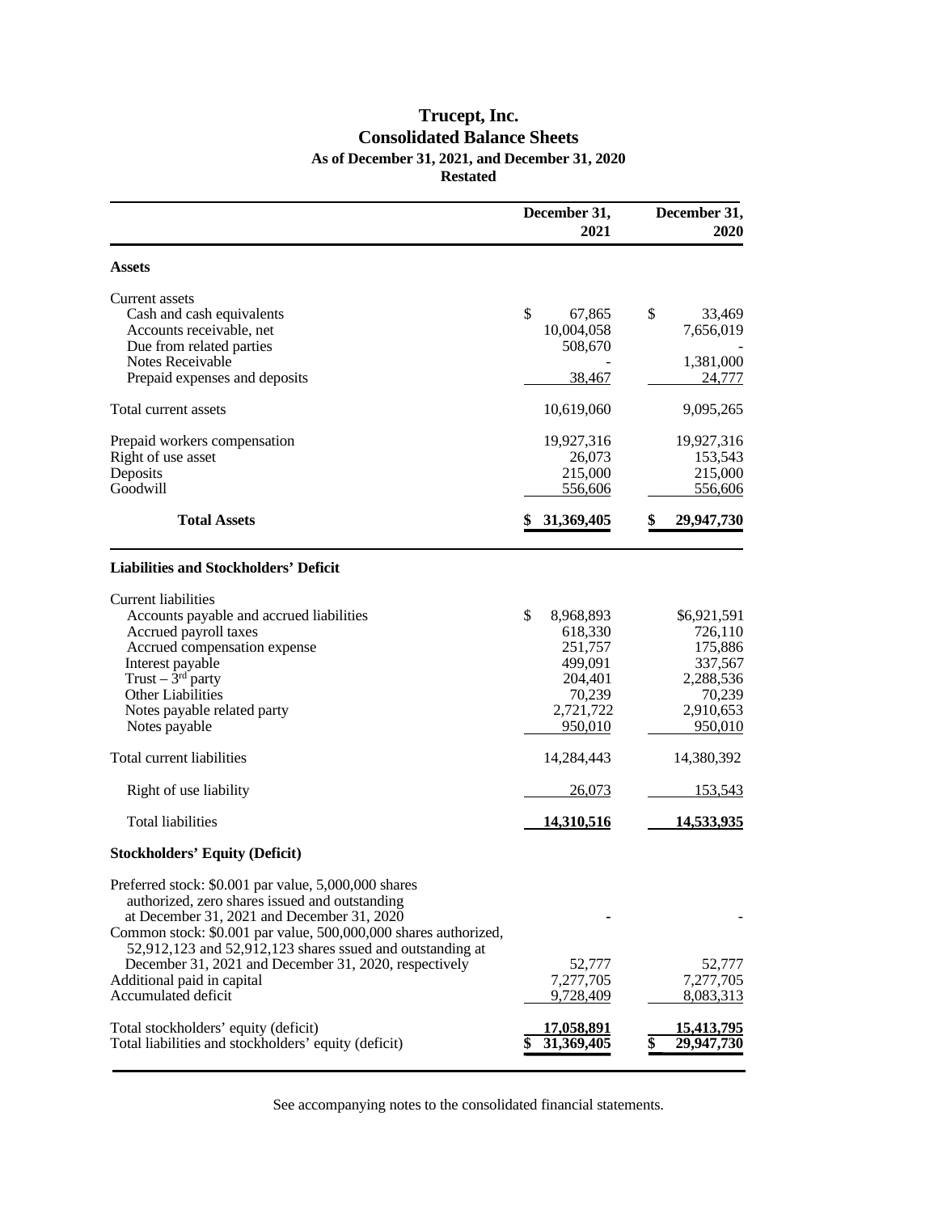# Trucept, Inc.
## Consolidated Balance Sheets
### As of December 31, 2021, and December 31, 2020
### Restated

| | December 31, 2021 | December 31, 2020 |
|---|---|---|
| **Assets** | | |
| Current assets | | |
| Cash and cash equivalents | $ 67,865 | $ 33,469 |
| Accounts receivable, net | 10,004,058 | 7,656,019 |
| Due from related parties | 508,670 | - |
| Notes Receivable | - | 1,381,000 |
| Prepaid expenses and deposits | 38,467 | 24,777 |
| Total current assets | 10,619,060 | 9,095,265 |
| Prepaid workers compensation | 19,927,316 | 19,927,316 |
| Right of use asset | 26,073 | 153,543 |
| Deposits | 215,000 | 215,000 |
| Goodwill | 556,606 | 556,606 |
| **Total Assets** | **$ 31,369,405** | **$ 29,947,730** |
| **Liabilities and Stockholders' Deficit** | | |
| Current liabilities | | |
| Accounts payable and accrued liabilities | $ 8,968,893 | $6,921,591 |
| Accrued payroll taxes | 618,330 | 726,110 |
| Accrued compensation expense | 251,757 | 175,886 |
| Interest payable | 499,091 | 337,567 |
| Trust – 3rd party | 204,401 | 2,288,536 |
| Other Liabilities | 70,239 | 70,239 |
| Notes payable related party | 2,721,722 | 2,910,653 |
| Notes payable | 950,010 | 950,010 |
| Total current liabilities | 14,284,443 | 14,380,392 |
| Right of use liability | 26,073 | 153,543 |
| Total liabilities | 14,310,516 | 14,533,935 |
| **Stockholders' Equity (Deficit)** | | |
| Preferred stock: \$0.001 par value, 5,000,000 shares authorized, zero shares issued and outstanding at December 31, 2021 and December 31, 2020 | - | - |
| Common stock: \$0.001 par value, 500,000,000 shares authorized, 52,912,123 and 52,912,123 shares ssued and outstanding at December 31, 2021 and December 31, 2020, respectively | 52,777 | 52,777 |
| Additional paid in capital | 7,277,705 | 7,277,705 |
| Accumulated deficit | 9,728,409 | 8,083,313 |
| Total stockholders' equity (deficit) | 17,058,891 | 15,413,795 |
| Total liabilities and stockholders' equity (deficit) | $ 31,369,405 | $ 29,947,730 |

See accompanying notes to the consolidated financial statements.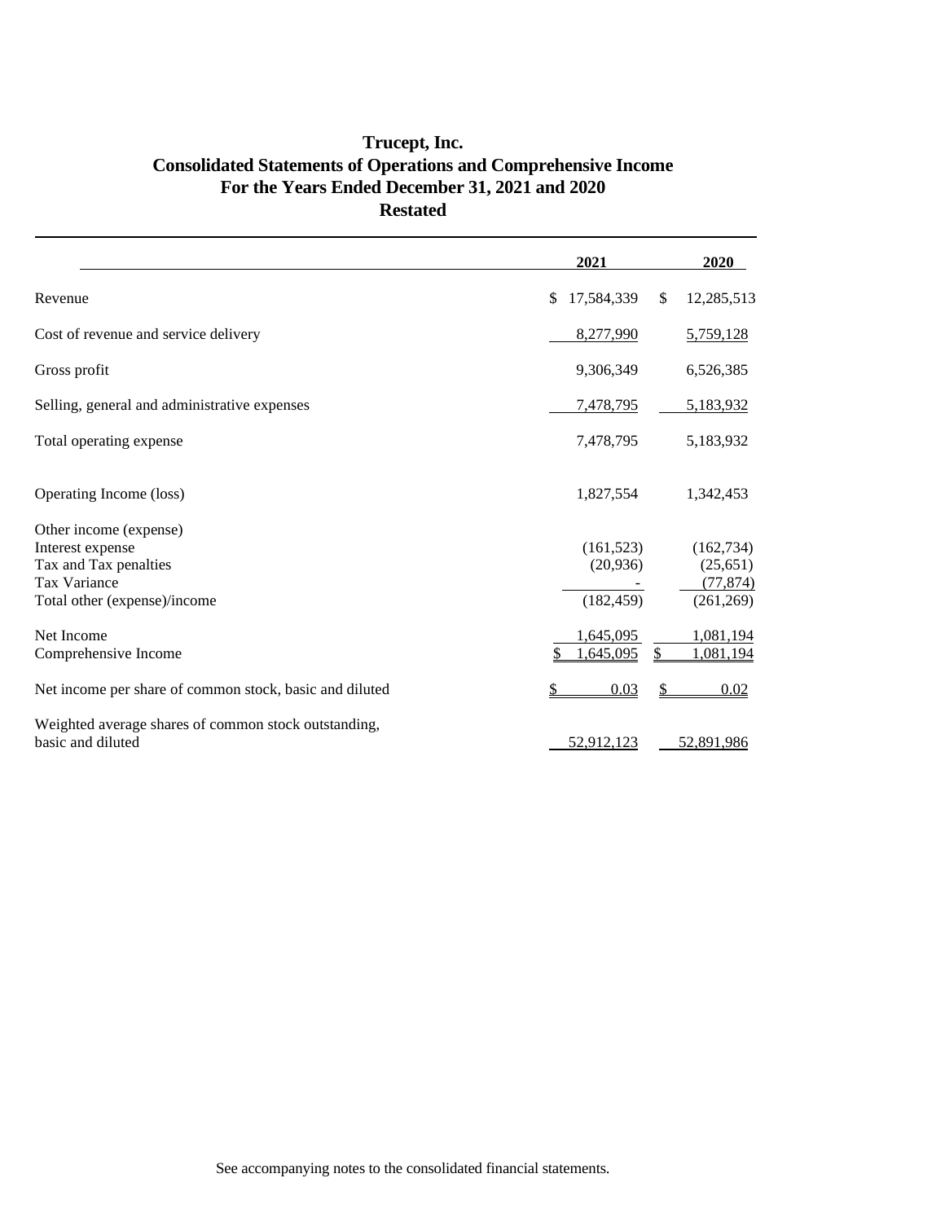# Trucept, Inc.
## Consolidated Statements of Operations and Comprehensive Income
## For the Years Ended December 31, 2021 and 2020
## Restated

| | 2021 | 2020 |
|---|---|---|
| Revenue | $ 17,584,339 | $ 12,285,513 |
| Cost of revenue and service delivery | 8,277,990 | 5,759,128 |
| Gross profit | 9,306,349 | 6,526,385 |
| Selling, general and administrative expenses | 7,478,795 | 5,183,932 |
| Total operating expense | 7,478,795 | 5,183,932 |
| Operating Income (loss) | 1,827,554 | 1,342,453 |
| Other income (expense) | | |
| Interest expense | (161,523) | (162,734) |
| Tax and Tax penalties | (20,936) | (25,651) |
| Tax Variance | - | (77,874) |
| Total other (expense)/income | (182,459) | (261,269) |
| Net Income | 1,645,095 | 1,081,194 |
| Comprehensive Income | $ 1,645,095 | $ 1,081,194 |
| Net income per share of common stock, basic and diluted | $ 0.03 | $ 0.02 |
| Weighted average shares of common stock outstanding, basic and diluted | 52,912,123 | 52,891,986 |

See accompanying notes to the consolidated financial statements.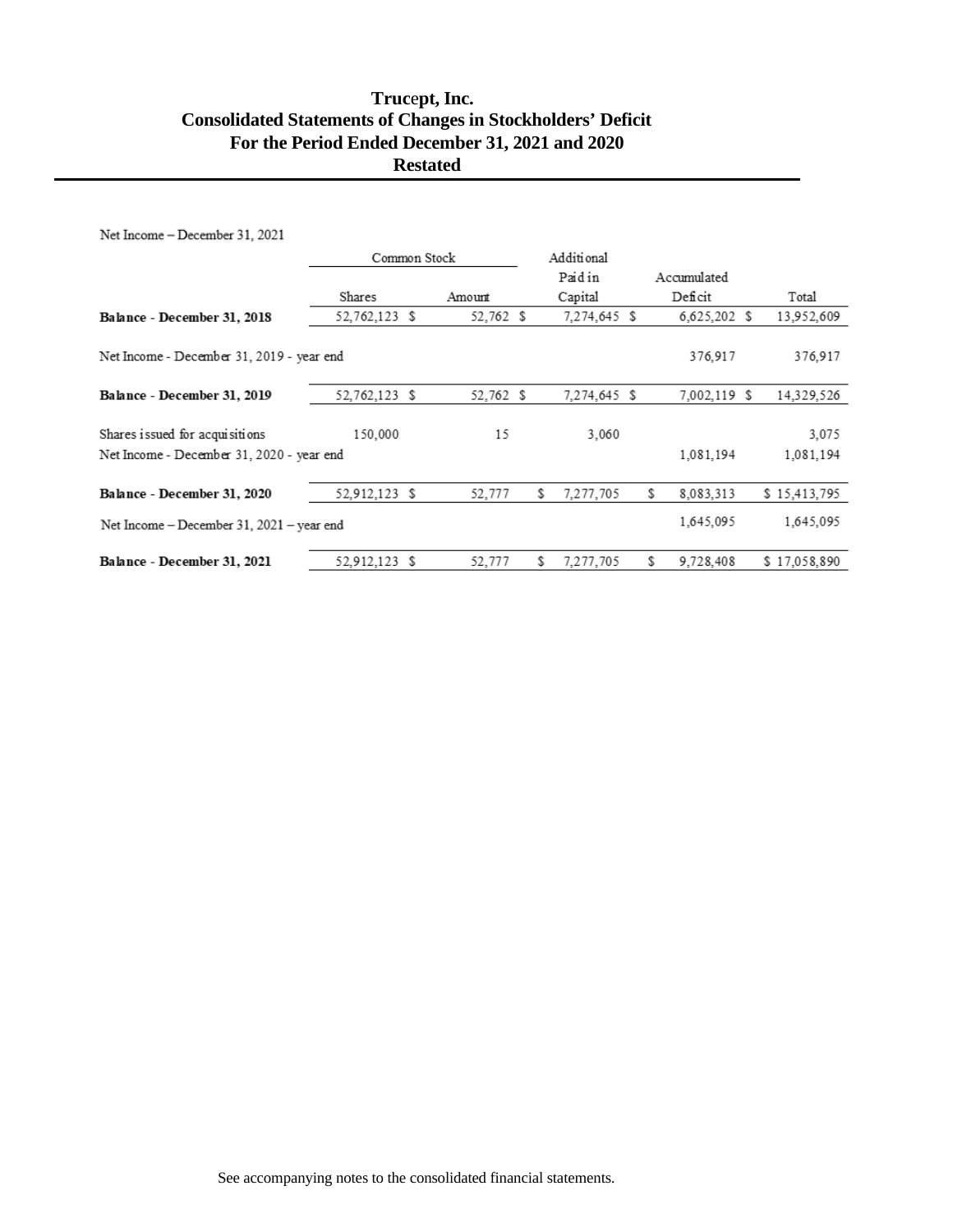# Trucept, Inc.
## Consolidated Statements of Changes in Stockholders' Deficit
## For the Period Ended December 31, 2021 and 2020
## Restated

Net Income – December 31, 2021

| | Common Stock | | Additional Paid in | Accumulated | |
|---|---|---|---|---|---|
| | Shares | Amount | Capital | Deficit | Total |
| **Balance - December 31, 2018** | 52,762,123 | $ 52,762 | $ 7,274,645 | $ 6,625,202 | $ 13,952,609 |
| Net Income - December 31, 2019 - year end | | | | 376,917 | 376,917 |
| **Balance - December 31, 2019** | 52,762,123 | $ 52,762 | $ 7,274,645 | $ 7,002,119 | $ 14,329,526 |
| Shares issued for acquisitions | 150,000 | 15 | 3,060 | | 3,075 |
| Net Income - December 31, 2020 - year end | | | | 1,081,194 | 1,081,194 |
| **Balance - December 31, 2020** | 52,912,123 | $ 52,777 | $ 7,277,705 | $ 8,083,313 | $ 15,413,795 |
| Net Income – December 31, 2021 – year end | | | | 1,645,095 | 1,645,095 |
| **Balance - December 31, 2021** | 52,912,123 | $ 52,777 | $ 7,277,705 | $ 9,728,408 | $ 17,058,890 |

See accompanying notes to the consolidated financial statements.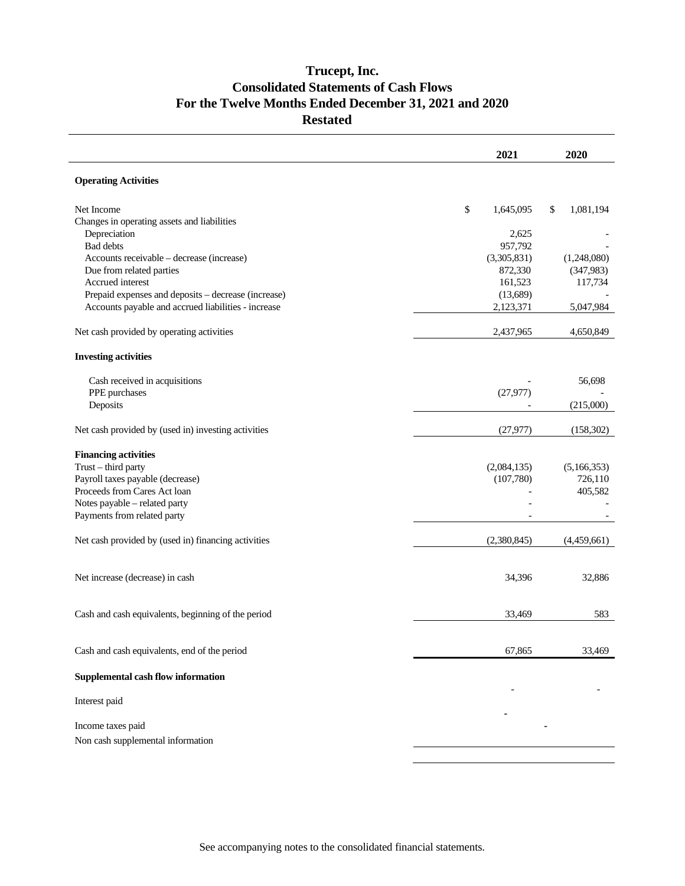# Trucept, Inc.
## Consolidated Statements of Cash Flows
## For the Twelve Months Ended December 31, 2021 and 2020
## Restated

| | 2021 | 2020 |
|---|---|---|
| **Operating Activities** | | |
| Net Income | $ 1,645,095 | $ 1,081,194 |
| Changes in operating assets and liabilities | | |
| Depreciation | 2,625 | - |
| Bad debts | 957,792 | - |
| Accounts receivable – decrease (increase) | (3,305,831) | (1,248,080) |
| Due from related parties | 872,330 | (347,983) |
| Accrued interest | 161,523 | 117,734 |
| Prepaid expenses and deposits – decrease (increase) | (13,689) | - |
| Accounts payable and accrued liabilities - increase | 2,123,371 | 5,047,984 |
| Net cash provided by operating activities | 2,437,965 | 4,650,849 |
| **Investing activities** | | |
| Cash received in acquisitions | - | 56,698 |
| PPE purchases | (27,977) | - |
| Deposits | - | (215,000) |
| Net cash provided by (used in) investing activities | (27,977) | (158,302) |
| **Financing activities** | | |
| Trust – third party | (2,084,135) | (5,166,353) |
| Payroll taxes payable (decrease) | (107,780) | 726,110 |
| Proceeds from Cares Act loan | - | 405,582 |
| Notes payable – related party | - | - |
| Payments from related party | - | - |
| Net cash provided by (used in) financing activities | (2,380,845) | (4,459,661) |
| Net increase (decrease) in cash | 34,396 | 32,886 |
| Cash and cash equivalents, beginning of the period | 33,469 | 583 |
| Cash and cash equivalents, end of the period | 67,865 | 33,469 |
| **Supplemental cash flow information** | | |
| Interest paid | - | - |
| Income taxes paid | - | - |
| Non cash supplemental information | | |

See accompanying notes to the consolidated financial statements.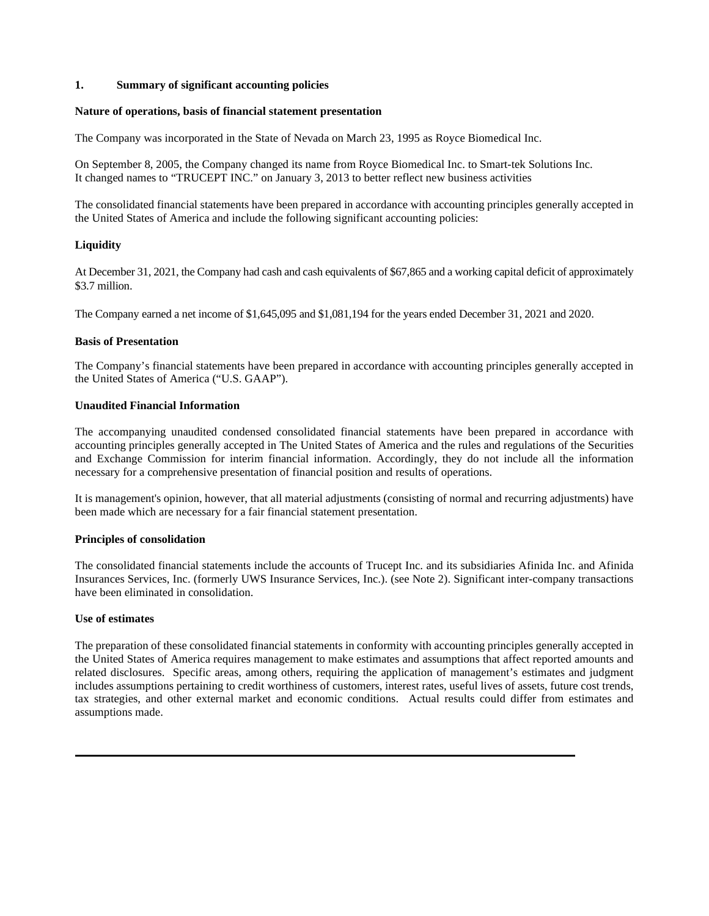## 1. Summary of significant accounting policies

**Nature of operations, basis of financial statement presentation**

The Company was incorporated in the State of Nevada on March 23, 1995 as Royce Biomedical Inc.

On September 8, 2005, the Company changed its name from Royce Biomedical Inc. to Smart-tek Solutions Inc. It changed names to "TRUCEPT INC." on January 3, 2013 to better reflect new business activities

The consolidated financial statements have been prepared in accordance with accounting principles generally accepted in the United States of America and include the following significant accounting policies:

**Liquidity**

At December 31, 2021, the Company had cash and cash equivalents of $67,865 and a working capital deficit of approximately $3.7 million.

The Company earned a net income of $1,645,095 and $1,081,194 for the years ended December 31, 2021 and 2020.

**Basis of Presentation**

The Company's financial statements have been prepared in accordance with accounting principles generally accepted in the United States of America ("U.S. GAAP").

**Unaudited Financial Information**

The accompanying unaudited condensed consolidated financial statements have been prepared in accordance with accounting principles generally accepted in The United States of America and the rules and regulations of the Securities and Exchange Commission for interim financial information. Accordingly, they do not include all the information necessary for a comprehensive presentation of financial position and results of operations.

It is management's opinion, however, that all material adjustments (consisting of normal and recurring adjustments) have been made which are necessary for a fair financial statement presentation.

**Principles of consolidation**

The consolidated financial statements include the accounts of Trucept Inc. and its subsidiaries Afinida Inc. and Afinida Insurances Services, Inc. (formerly UWS Insurance Services, Inc.). (see Note 2). Significant inter-company transactions have been eliminated in consolidation.

**Use of estimates**

The preparation of these consolidated financial statements in conformity with accounting principles generally accepted in the United States of America requires management to make estimates and assumptions that affect reported amounts and related disclosures. Specific areas, among others, requiring the application of management's estimates and judgment includes assumptions pertaining to credit worthiness of customers, interest rates, useful lives of assets, future cost trends, tax strategies, and other external market and economic conditions. Actual results could differ from estimates and assumptions made.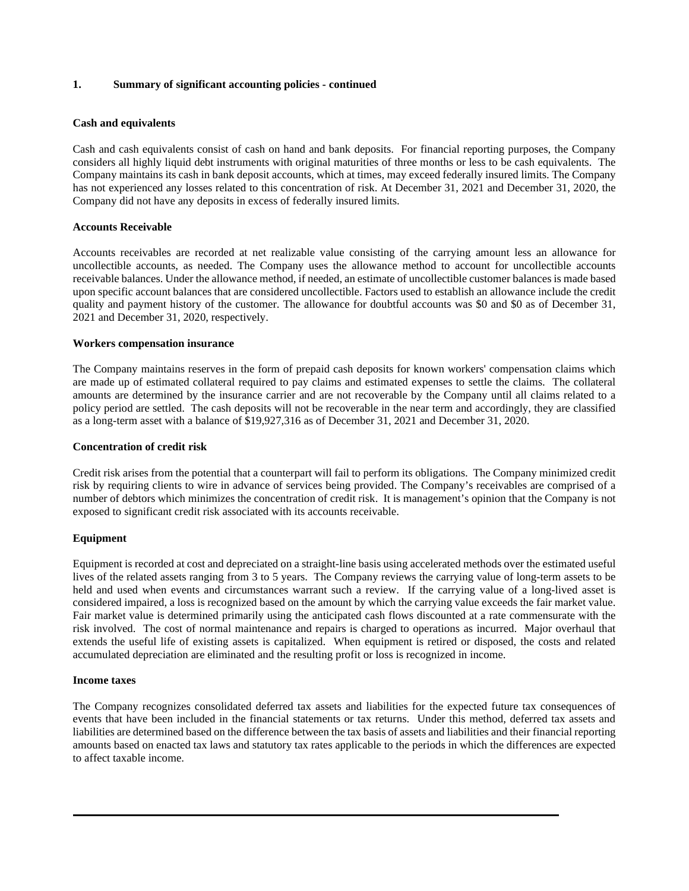## 1. Summary of significant accounting policies - continued

### Cash and equivalents

Cash and cash equivalents consist of cash on hand and bank deposits. For financial reporting purposes, the Company considers all highly liquid debt instruments with original maturities of three months or less to be cash equivalents. The Company maintains its cash in bank deposit accounts, which at times, may exceed federally insured limits. The Company has not experienced any losses related to this concentration of risk. At December 31, 2021 and December 31, 2020, the Company did not have any deposits in excess of federally insured limits.

### Accounts Receivable

Accounts receivables are recorded at net realizable value consisting of the carrying amount less an allowance for uncollectible accounts, as needed. The Company uses the allowance method to account for uncollectible accounts receivable balances. Under the allowance method, if needed, an estimate of uncollectible customer balances is made based upon specific account balances that are considered uncollectible. Factors used to establish an allowance include the credit quality and payment history of the customer. The allowance for doubtful accounts was $0 and $0 as of December 31, 2021 and December 31, 2020, respectively.

### Workers compensation insurance

The Company maintains reserves in the form of prepaid cash deposits for known workers' compensation claims which are made up of estimated collateral required to pay claims and estimated expenses to settle the claims. The collateral amounts are determined by the insurance carrier and are not recoverable by the Company until all claims related to a policy period are settled. The cash deposits will not be recoverable in the near term and accordingly, they are classified as a long-term asset with a balance of $19,927,316 as of December 31, 2021 and December 31, 2020.

### Concentration of credit risk

Credit risk arises from the potential that a counterpart will fail to perform its obligations. The Company minimized credit risk by requiring clients to wire in advance of services being provided. The Company's receivables are comprised of a number of debtors which minimizes the concentration of credit risk. It is management's opinion that the Company is not exposed to significant credit risk associated with its accounts receivable.

### Equipment

Equipment is recorded at cost and depreciated on a straight-line basis using accelerated methods over the estimated useful lives of the related assets ranging from 3 to 5 years. The Company reviews the carrying value of long-term assets to be held and used when events and circumstances warrant such a review. If the carrying value of a long-lived asset is considered impaired, a loss is recognized based on the amount by which the carrying value exceeds the fair market value. Fair market value is determined primarily using the anticipated cash flows discounted at a rate commensurate with the risk involved. The cost of normal maintenance and repairs is charged to operations as incurred. Major overhaul that extends the useful life of existing assets is capitalized. When equipment is retired or disposed, the costs and related accumulated depreciation are eliminated and the resulting profit or loss is recognized in income.

### Income taxes

The Company recognizes consolidated deferred tax assets and liabilities for the expected future tax consequences of events that have been included in the financial statements or tax returns. Under this method, deferred tax assets and liabilities are determined based on the difference between the tax basis of assets and liabilities and their financial reporting amounts based on enacted tax laws and statutory tax rates applicable to the periods in which the differences are expected to affect taxable income.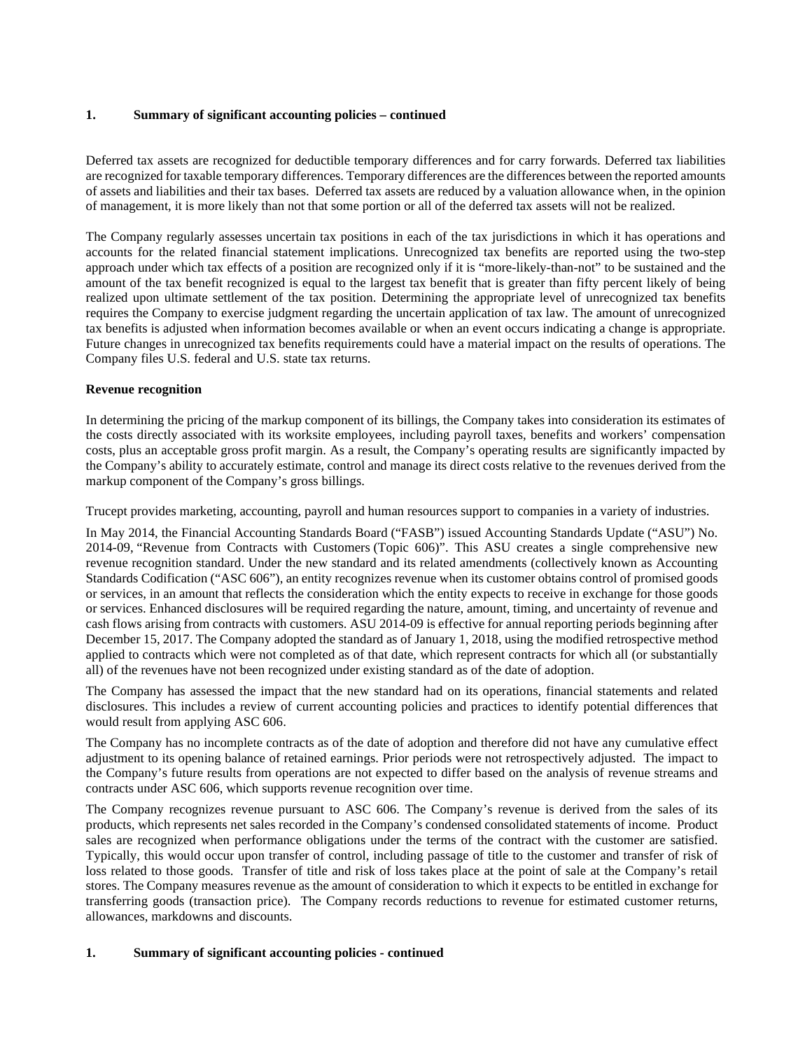**1. Summary of significant accounting policies – continued**

Deferred tax assets are recognized for deductible temporary differences and for carry forwards. Deferred tax liabilities are recognized for taxable temporary differences. Temporary differences are the differences between the reported amounts of assets and liabilities and their tax bases. Deferred tax assets are reduced by a valuation allowance when, in the opinion of management, it is more likely than not that some portion or all of the deferred tax assets will not be realized.

The Company regularly assesses uncertain tax positions in each of the tax jurisdictions in which it has operations and accounts for the related financial statement implications. Unrecognized tax benefits are reported using the two-step approach under which tax effects of a position are recognized only if it is "more-likely-than-not" to be sustained and the amount of the tax benefit recognized is equal to the largest tax benefit that is greater than fifty percent likely of being realized upon ultimate settlement of the tax position. Determining the appropriate level of unrecognized tax benefits requires the Company to exercise judgment regarding the uncertain application of tax law. The amount of unrecognized tax benefits is adjusted when information becomes available or when an event occurs indicating a change is appropriate. Future changes in unrecognized tax benefits requirements could have a material impact on the results of operations. The Company files U.S. federal and U.S. state tax returns.

**Revenue recognition**

In determining the pricing of the markup component of its billings, the Company takes into consideration its estimates of the costs directly associated with its worksite employees, including payroll taxes, benefits and workers' compensation costs, plus an acceptable gross profit margin. As a result, the Company's operating results are significantly impacted by the Company's ability to accurately estimate, control and manage its direct costs relative to the revenues derived from the markup component of the Company's gross billings.

Trucept provides marketing, accounting, payroll and human resources support to companies in a variety of industries.

In May 2014, the Financial Accounting Standards Board ("FASB") issued Accounting Standards Update ("ASU") No. 2014-09, "Revenue from Contracts with Customers (Topic 606)". This ASU creates a single comprehensive new revenue recognition standard. Under the new standard and its related amendments (collectively known as Accounting Standards Codification ("ASC 606"), an entity recognizes revenue when its customer obtains control of promised goods or services, in an amount that reflects the consideration which the entity expects to receive in exchange for those goods or services. Enhanced disclosures will be required regarding the nature, amount, timing, and uncertainty of revenue and cash flows arising from contracts with customers. ASU 2014-09 is effective for annual reporting periods beginning after December 15, 2017. The Company adopted the standard as of January 1, 2018, using the modified retrospective method applied to contracts which were not completed as of that date, which represent contracts for which all (or substantially all) of the revenues have not been recognized under existing standard as of the date of adoption.

The Company has assessed the impact that the new standard had on its operations, financial statements and related disclosures. This includes a review of current accounting policies and practices to identify potential differences that would result from applying ASC 606.

The Company has no incomplete contracts as of the date of adoption and therefore did not have any cumulative effect adjustment to its opening balance of retained earnings. Prior periods were not retrospectively adjusted. The impact to the Company's future results from operations are not expected to differ based on the analysis of revenue streams and contracts under ASC 606, which supports revenue recognition over time.

The Company recognizes revenue pursuant to ASC 606. The Company's revenue is derived from the sales of its products, which represents net sales recorded in the Company's condensed consolidated statements of income. Product sales are recognized when performance obligations under the terms of the contract with the customer are satisfied. Typically, this would occur upon transfer of control, including passage of title to the customer and transfer of risk of loss related to those goods. Transfer of title and risk of loss takes place at the point of sale at the Company's retail stores. The Company measures revenue as the amount of consideration to which it expects to be entitled in exchange for transferring goods (transaction price). The Company records reductions to revenue for estimated customer returns, allowances, markdowns and discounts.

**1. Summary of significant accounting policies - continued**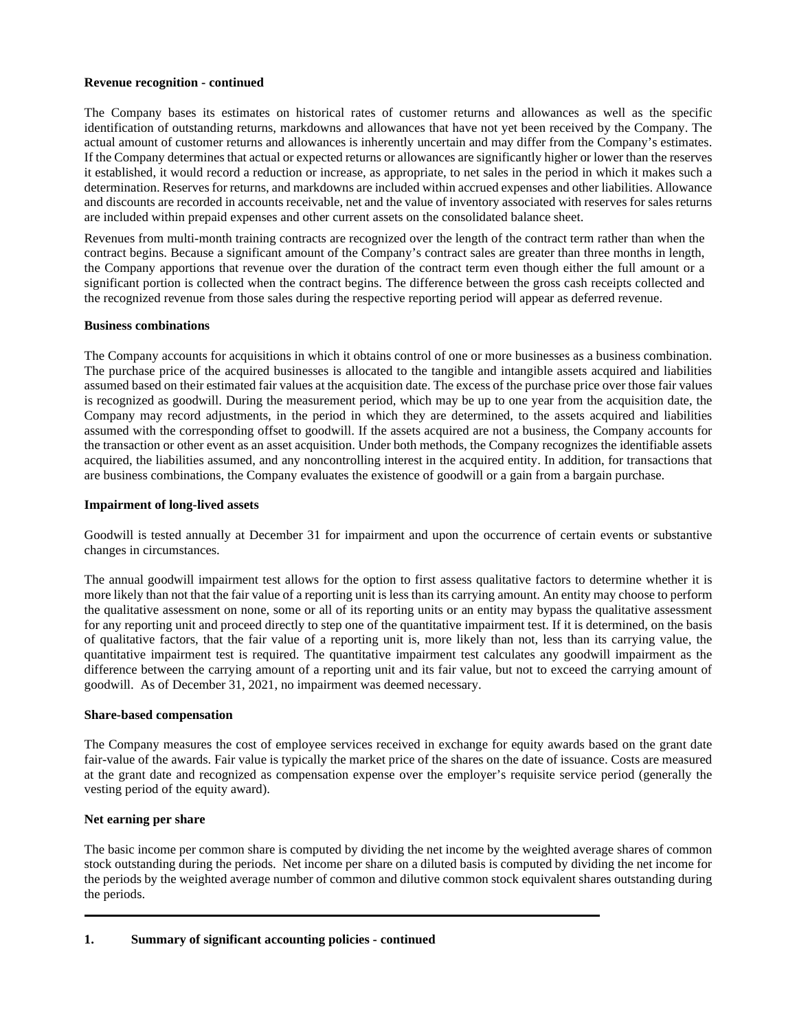**Revenue recognition - continued**

The Company bases its estimates on historical rates of customer returns and allowances as well as the specific identification of outstanding returns, markdowns and allowances that have not yet been received by the Company. The actual amount of customer returns and allowances is inherently uncertain and may differ from the Company's estimates. If the Company determines that actual or expected returns or allowances are significantly higher or lower than the reserves it established, it would record a reduction or increase, as appropriate, to net sales in the period in which it makes such a determination. Reserves for returns, and markdowns are included within accrued expenses and other liabilities. Allowance and discounts are recorded in accounts receivable, net and the value of inventory associated with reserves for sales returns are included within prepaid expenses and other current assets on the consolidated balance sheet.

Revenues from multi-month training contracts are recognized over the length of the contract term rather than when the contract begins. Because a significant amount of the Company's contract sales are greater than three months in length, the Company apportions that revenue over the duration of the contract term even though either the full amount or a significant portion is collected when the contract begins. The difference between the gross cash receipts collected and the recognized revenue from those sales during the respective reporting period will appear as deferred revenue.

**Business combinations**

The Company accounts for acquisitions in which it obtains control of one or more businesses as a business combination. The purchase price of the acquired businesses is allocated to the tangible and intangible assets acquired and liabilities assumed based on their estimated fair values at the acquisition date. The excess of the purchase price over those fair values is recognized as goodwill. During the measurement period, which may be up to one year from the acquisition date, the Company may record adjustments, in the period in which they are determined, to the assets acquired and liabilities assumed with the corresponding offset to goodwill. If the assets acquired are not a business, the Company accounts for the transaction or other event as an asset acquisition. Under both methods, the Company recognizes the identifiable assets acquired, the liabilities assumed, and any noncontrolling interest in the acquired entity. In addition, for transactions that are business combinations, the Company evaluates the existence of goodwill or a gain from a bargain purchase.

**Impairment of long-lived assets**

Goodwill is tested annually at December 31 for impairment and upon the occurrence of certain events or substantive changes in circumstances.

The annual goodwill impairment test allows for the option to first assess qualitative factors to determine whether it is more likely than not that the fair value of a reporting unit is less than its carrying amount. An entity may choose to perform the qualitative assessment on none, some or all of its reporting units or an entity may bypass the qualitative assessment for any reporting unit and proceed directly to step one of the quantitative impairment test. If it is determined, on the basis of qualitative factors, that the fair value of a reporting unit is, more likely than not, less than its carrying value, the quantitative impairment test is required. The quantitative impairment test calculates any goodwill impairment as the difference between the carrying amount of a reporting unit and its fair value, but not to exceed the carrying amount of goodwill. As of December 31, 2021, no impairment was deemed necessary.

**Share-based compensation**

The Company measures the cost of employee services received in exchange for equity awards based on the grant date fair-value of the awards. Fair value is typically the market price of the shares on the date of issuance. Costs are measured at the grant date and recognized as compensation expense over the employer's requisite service period (generally the vesting period of the equity award).

**Net earning per share**

The basic income per common share is computed by dividing the net income by the weighted average shares of common stock outstanding during the periods. Net income per share on a diluted basis is computed by dividing the net income for the periods by the weighted average number of common and dilutive common stock equivalent shares outstanding during the periods.

---

**1. Summary of significant accounting policies - continued**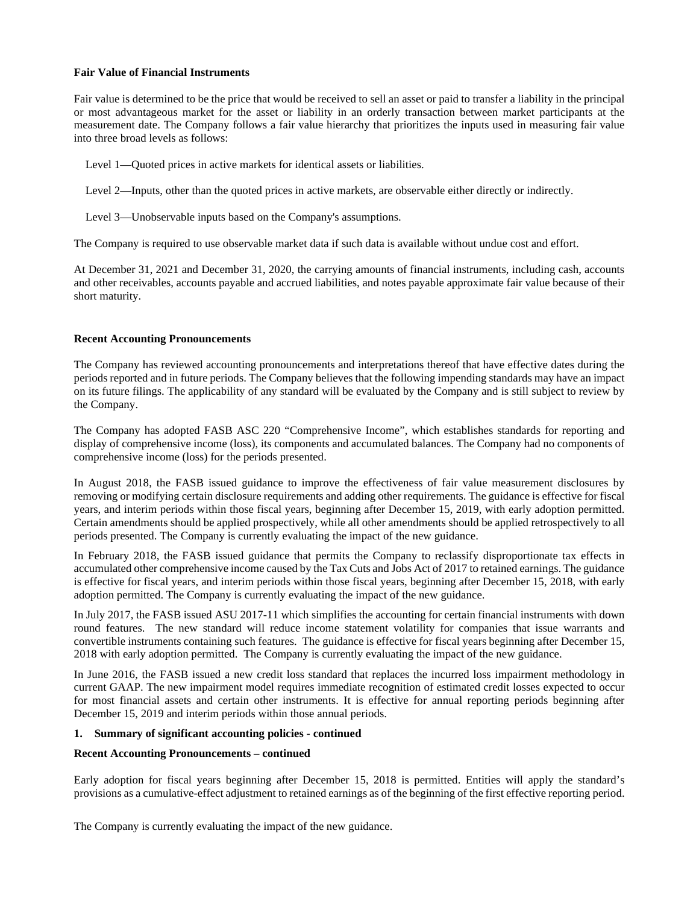**Fair Value of Financial Instruments**

Fair value is determined to be the price that would be received to sell an asset or paid to transfer a liability in the principal or most advantageous market for the asset or liability in an orderly transaction between market participants at the measurement date. The Company follows a fair value hierarchy that prioritizes the inputs used in measuring fair value into three broad levels as follows:

Level 1—Quoted prices in active markets for identical assets or liabilities.

Level 2—Inputs, other than the quoted prices in active markets, are observable either directly or indirectly.

Level 3—Unobservable inputs based on the Company's assumptions.

The Company is required to use observable market data if such data is available without undue cost and effort.

At December 31, 2021 and December 31, 2020, the carrying amounts of financial instruments, including cash, accounts and other receivables, accounts payable and accrued liabilities, and notes payable approximate fair value because of their short maturity.

**Recent Accounting Pronouncements**

The Company has reviewed accounting pronouncements and interpretations thereof that have effective dates during the periods reported and in future periods. The Company believes that the following impending standards may have an impact on its future filings. The applicability of any standard will be evaluated by the Company and is still subject to review by the Company.

The Company has adopted FASB ASC 220 "Comprehensive Income", which establishes standards for reporting and display of comprehensive income (loss), its components and accumulated balances. The Company had no components of comprehensive income (loss) for the periods presented.

In August 2018, the FASB issued guidance to improve the effectiveness of fair value measurement disclosures by removing or modifying certain disclosure requirements and adding other requirements. The guidance is effective for fiscal years, and interim periods within those fiscal years, beginning after December 15, 2019, with early adoption permitted. Certain amendments should be applied prospectively, while all other amendments should be applied retrospectively to all periods presented. The Company is currently evaluating the impact of the new guidance.

In February 2018, the FASB issued guidance that permits the Company to reclassify disproportionate tax effects in accumulated other comprehensive income caused by the Tax Cuts and Jobs Act of 2017 to retained earnings. The guidance is effective for fiscal years, and interim periods within those fiscal years, beginning after December 15, 2018, with early adoption permitted. The Company is currently evaluating the impact of the new guidance.

In July 2017, the FASB issued ASU 2017-11 which simplifies the accounting for certain financial instruments with down round features. The new standard will reduce income statement volatility for companies that issue warrants and convertible instruments containing such features. The guidance is effective for fiscal years beginning after December 15, 2018 with early adoption permitted. The Company is currently evaluating the impact of the new guidance.

In June 2016, the FASB issued a new credit loss standard that replaces the incurred loss impairment methodology in current GAAP. The new impairment model requires immediate recognition of estimated credit losses expected to occur for most financial assets and certain other instruments. It is effective for annual reporting periods beginning after December 15, 2019 and interim periods within those annual periods.

**1. Summary of significant accounting policies - continued**

**Recent Accounting Pronouncements – continued**

Early adoption for fiscal years beginning after December 15, 2018 is permitted. Entities will apply the standard's provisions as a cumulative-effect adjustment to retained earnings as of the beginning of the first effective reporting period.

The Company is currently evaluating the impact of the new guidance.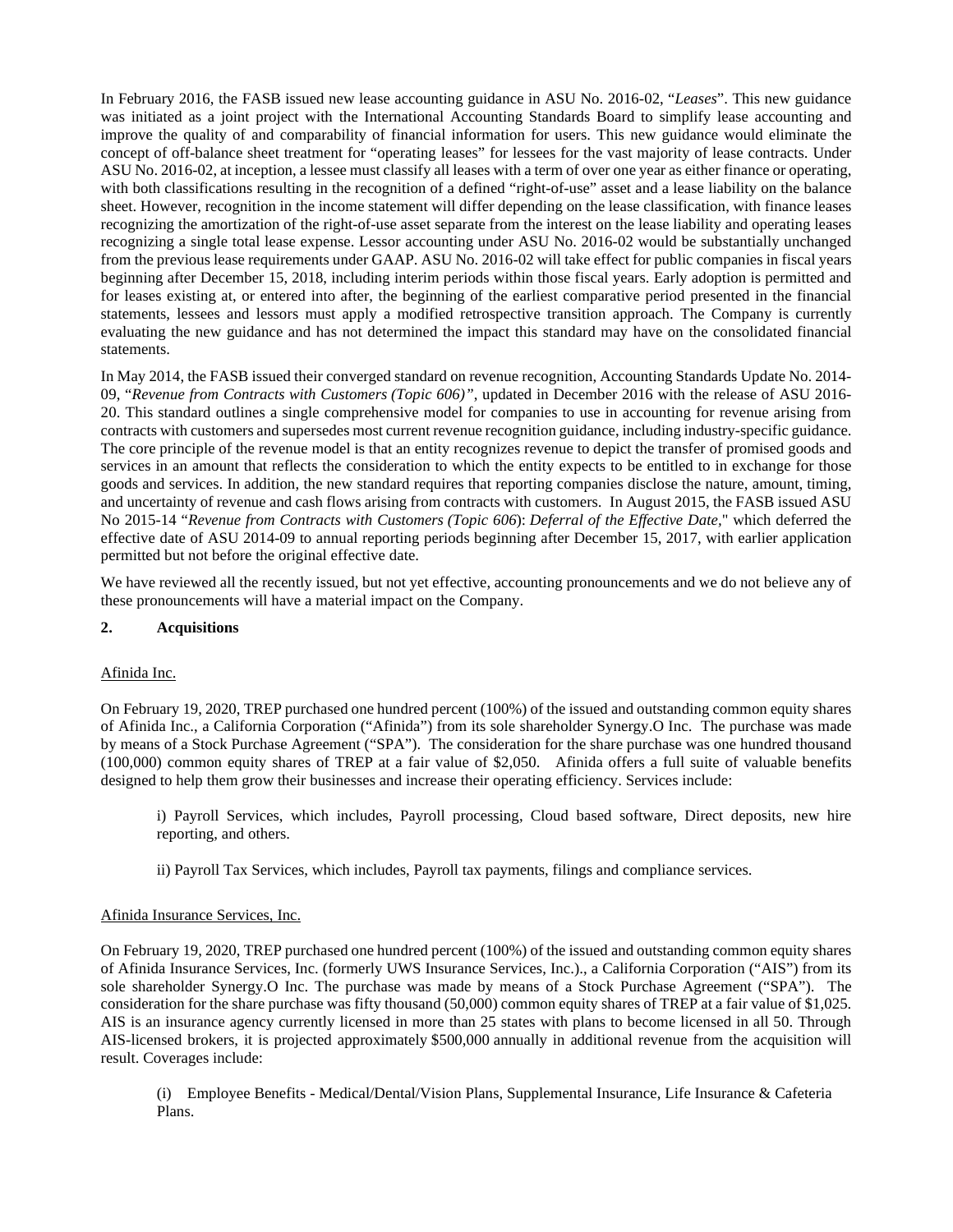In February 2016, the FASB issued new lease accounting guidance in ASU No. 2016-02, "*Leases*". This new guidance was initiated as a joint project with the International Accounting Standards Board to simplify lease accounting and improve the quality of and comparability of financial information for users. This new guidance would eliminate the concept of off-balance sheet treatment for "operating leases" for lessees for the vast majority of lease contracts. Under ASU No. 2016-02, at inception, a lessee must classify all leases with a term of over one year as either finance or operating, with both classifications resulting in the recognition of a defined "right-of-use" asset and a lease liability on the balance sheet. However, recognition in the income statement will differ depending on the lease classification, with finance leases recognizing the amortization of the right-of-use asset separate from the interest on the lease liability and operating leases recognizing a single total lease expense. Lessor accounting under ASU No. 2016-02 would be substantially unchanged from the previous lease requirements under GAAP. ASU No. 2016-02 will take effect for public companies in fiscal years beginning after December 15, 2018, including interim periods within those fiscal years. Early adoption is permitted and for leases existing at, or entered into after, the beginning of the earliest comparative period presented in the financial statements, lessees and lessors must apply a modified retrospective transition approach. The Company is currently evaluating the new guidance and has not determined the impact this standard may have on the consolidated financial statements.

In May 2014, the FASB issued their converged standard on revenue recognition, Accounting Standards Update No. 2014-09, "*Revenue from Contracts with Customers (Topic 606)"*, updated in December 2016 with the release of ASU 2016-20. This standard outlines a single comprehensive model for companies to use in accounting for revenue arising from contracts with customers and supersedes most current revenue recognition guidance, including industry-specific guidance. The core principle of the revenue model is that an entity recognizes revenue to depict the transfer of promised goods and services in an amount that reflects the consideration to which the entity expects to be entitled to in exchange for those goods and services. In addition, the new standard requires that reporting companies disclose the nature, amount, timing, and uncertainty of revenue and cash flows arising from contracts with customers. In August 2015, the FASB issued ASU No 2015-14 "*Revenue from Contracts with Customers (Topic 606)*: *Deferral of the Effective Date*," which deferred the effective date of ASU 2014-09 to annual reporting periods beginning after December 15, 2017, with earlier application permitted but not before the original effective date.

We have reviewed all the recently issued, but not yet effective, accounting pronouncements and we do not believe any of these pronouncements will have a material impact on the Company.

## 2. Acquisitions

Afinida Inc.

On February 19, 2020, TREP purchased one hundred percent (100%) of the issued and outstanding common equity shares of Afinida Inc., a California Corporation ("Afinida") from its sole shareholder Synergy.O Inc. The purchase was made by means of a Stock Purchase Agreement ("SPA"). The consideration for the share purchase was one hundred thousand (100,000) common equity shares of TREP at a fair value of $2,050. Afinida offers a full suite of valuable benefits designed to help them grow their businesses and increase their operating efficiency. Services include:

i) Payroll Services, which includes, Payroll processing, Cloud based software, Direct deposits, new hire reporting, and others.

ii) Payroll Tax Services, which includes, Payroll tax payments, filings and compliance services.

Afinida Insurance Services, Inc.

On February 19, 2020, TREP purchased one hundred percent (100%) of the issued and outstanding common equity shares of Afinida Insurance Services, Inc. (formerly UWS Insurance Services, Inc.)., a California Corporation ("AIS") from its sole shareholder Synergy.O Inc. The purchase was made by means of a Stock Purchase Agreement ("SPA"). The consideration for the share purchase was fifty thousand (50,000) common equity shares of TREP at a fair value of $1,025. AIS is an insurance agency currently licensed in more than 25 states with plans to become licensed in all 50. Through AIS-licensed brokers, it is projected approximately $500,000 annually in additional revenue from the acquisition will result. Coverages include:

(i) Employee Benefits - Medical/Dental/Vision Plans, Supplemental Insurance, Life Insurance & Cafeteria Plans.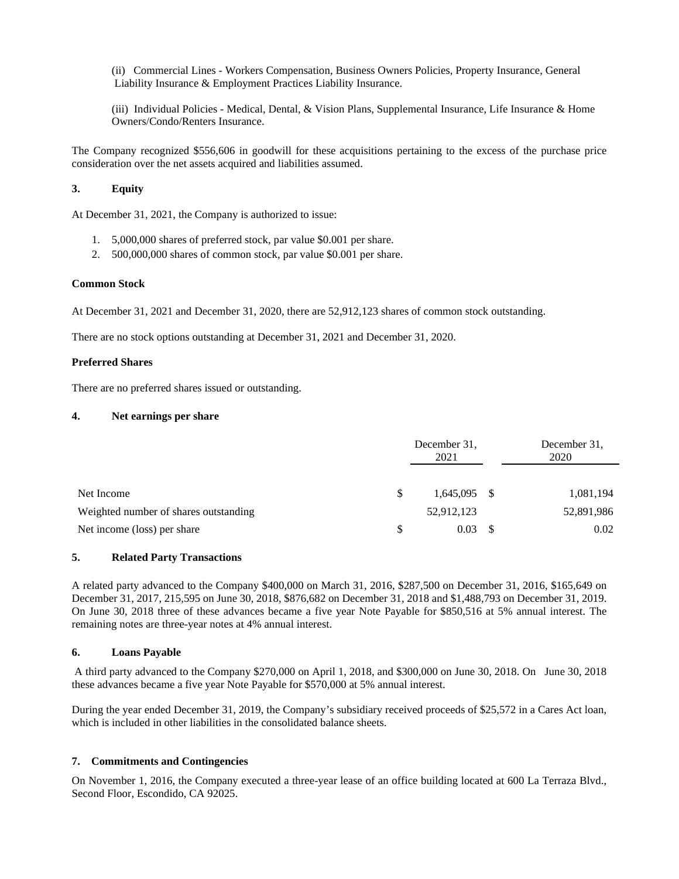(ii) Commercial Lines - Workers Compensation, Business Owners Policies, Property Insurance, General Liability Insurance & Employment Practices Liability Insurance.

(iii) Individual Policies - Medical, Dental, & Vision Plans, Supplemental Insurance, Life Insurance & Home Owners/Condo/Renters Insurance.

The Company recognized $556,606 in goodwill for these acquisitions pertaining to the excess of the purchase price consideration over the net assets acquired and liabilities assumed.

### 3. Equity

At December 31, 2021, the Company is authorized to issue:

1. 5,000,000 shares of preferred stock, par value $0.001 per share.
2. 500,000,000 shares of common stock, par value $0.001 per share.

**Common Stock**

At December 31, 2021 and December 31, 2020, there are 52,912,123 shares of common stock outstanding.

There are no stock options outstanding at December 31, 2021 and December 31, 2020.

**Preferred Shares**

There are no preferred shares issued or outstanding.

### 4. Net earnings per share

| | | December 31, 2021 | | December 31, 2020 |
|---|---|---|---|---|
| Net Income | $ | 1,645,095 | $ | 1,081,194 |
| Weighted number of shares outstanding | | 52,912,123 | | 52,891,986 |
| Net income (loss) per share | $ | 0.03 | $ | 0.02 |

### 5. Related Party Transactions

A related party advanced to the Company $400,000 on March 31, 2016, $287,500 on December 31, 2016, $165,649 on December 31, 2017, 215,595 on June 30, 2018, $876,682 on December 31, 2018 and $1,488,793 on December 31, 2019. On June 30, 2018 three of these advances became a five year Note Payable for $850,516 at 5% annual interest. The remaining notes are three-year notes at 4% annual interest.

### 6. Loans Payable

A third party advanced to the Company $270,000 on April 1, 2018, and $300,000 on June 30, 2018. On June 30, 2018 these advances became a five year Note Payable for $570,000 at 5% annual interest.

During the year ended December 31, 2019, the Company's subsidiary received proceeds of $25,572 in a Cares Act loan, which is included in other liabilities in the consolidated balance sheets.

### 7. Commitments and Contingencies

On November 1, 2016, the Company executed a three-year lease of an office building located at 600 La Terraza Blvd., Second Floor, Escondido, CA 92025.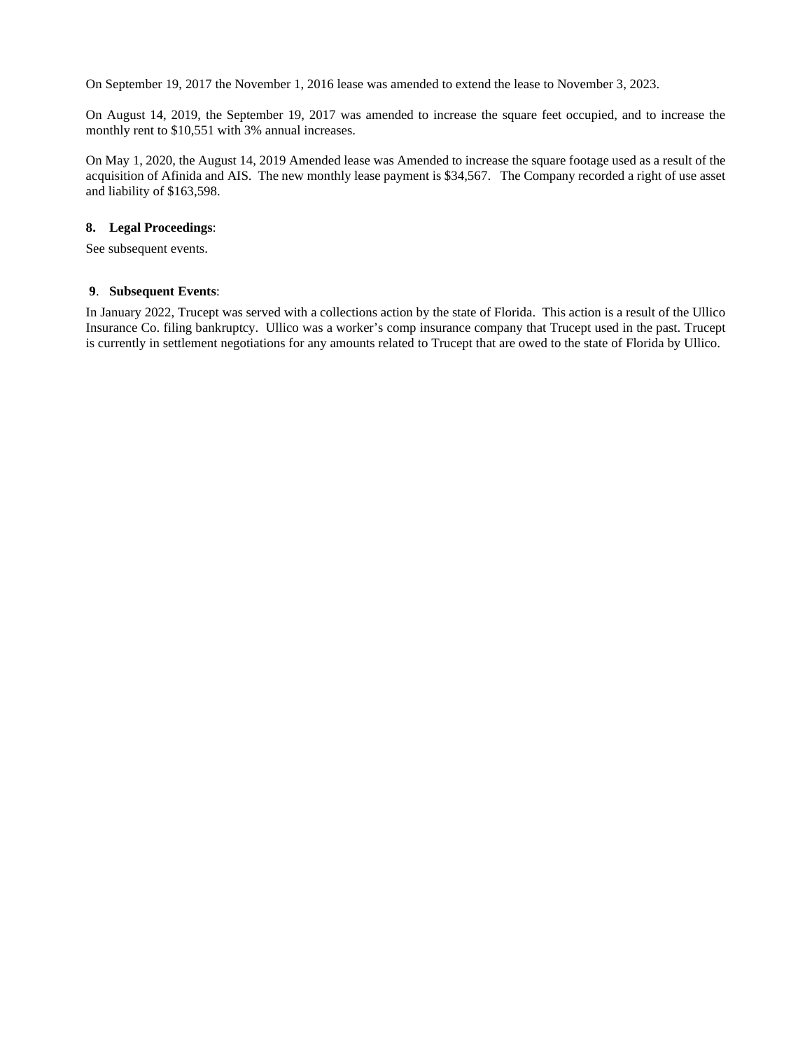On September 19, 2017 the November 1, 2016 lease was amended to extend the lease to November 3, 2023.

On August 14, 2019, the September 19, 2017 was amended to increase the square feet occupied, and to increase the monthly rent to $10,551 with 3% annual increases.

On May 1, 2020, the August 14, 2019 Amended lease was Amended to increase the square footage used as a result of the acquisition of Afinida and AIS. The new monthly lease payment is $34,567. The Company recorded a right of use asset and liability of $163,598.

**8. Legal Proceedings**:

See subsequent events.

**9**. **Subsequent Events**:

In January 2022, Trucept was served with a collections action by the state of Florida. This action is a result of the Ullico Insurance Co. filing bankruptcy. Ullico was a worker's comp insurance company that Trucept used in the past. Trucept is currently in settlement negotiations for any amounts related to Trucept that are owed to the state of Florida by Ullico.